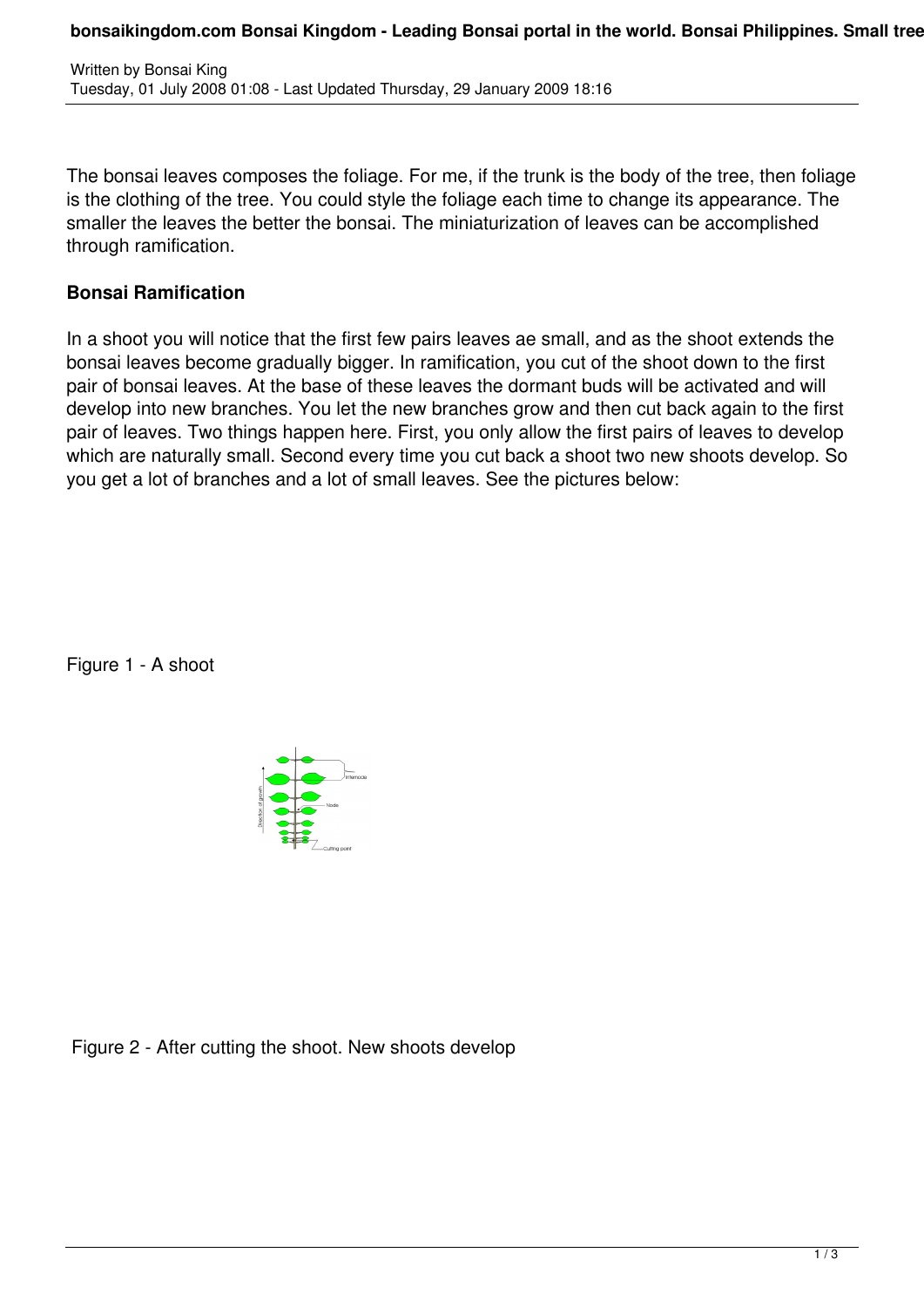The bonsai leaves composes the foliage. For me, if the trunk is the body of the tree, then foliage is the clothing of the tree. You could style the foliage each time to change its appearance. The smaller the leaves the better the bonsai. The miniaturization of leaves can be accomplished through ramification.

**Bonsai Ramification**

In a shoot you will notice that the first few pairs leaves ae small, and as the shoot extends the bonsai leaves become gradually bigger. In ramification, you cut of the shoot down to the first pair of bonsai leaves. At the base of these leaves the dormant buds will be activated and will develop into new branches. You let the new branches grow and then cut back again to the first pair of leaves. Two things happen here. First, you only allow the first pairs of leaves to develop which are naturally small. Second every time you cut back a shoot two new shoots develop. So you get a lot of branches and a lot of small leaves. See the pictures below:

Figure 1 - A shoot

Figure 2 - After cutting the shoot. New shoots develop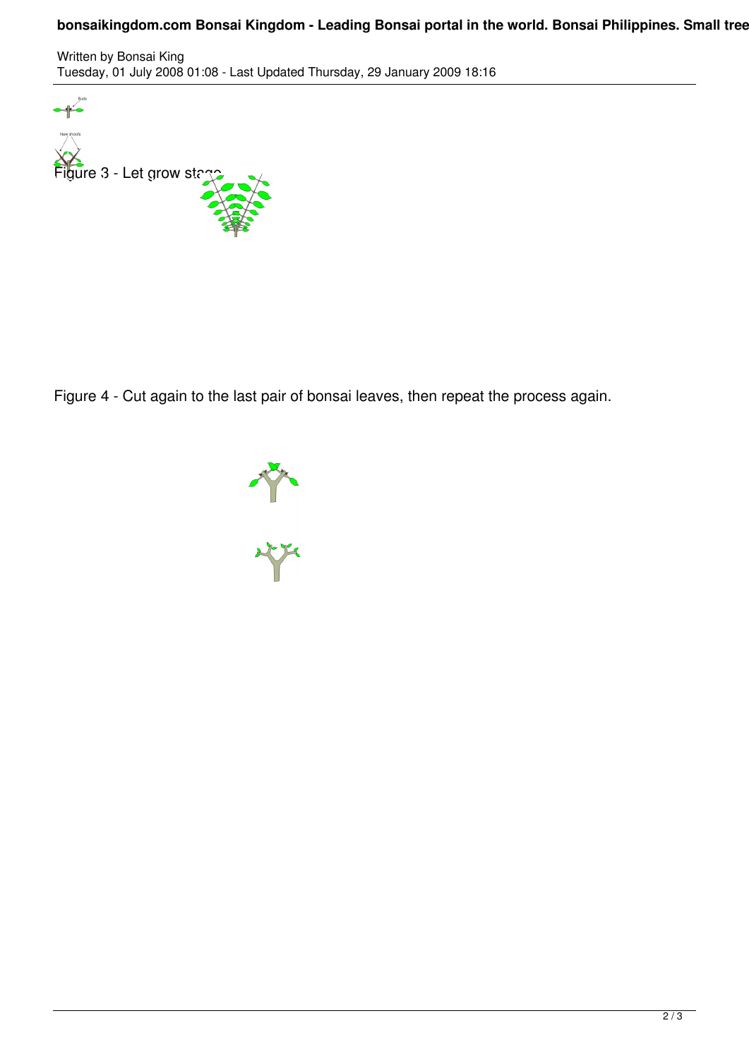Figure 3 - Let grow stage

Figure 4 - Cut again to the last pair of bonsai leaves, then repeat the process again.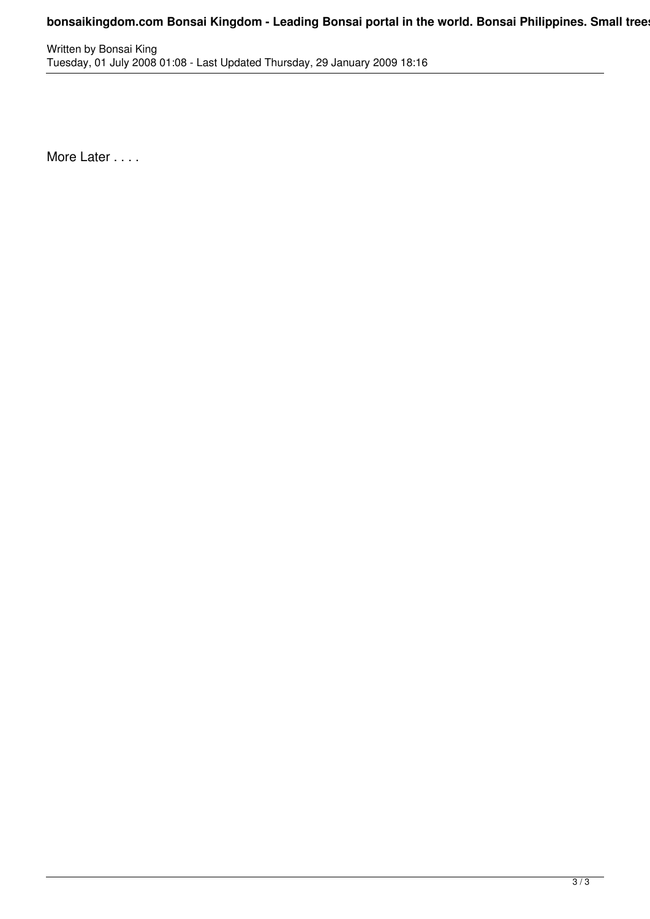More Later . . . .